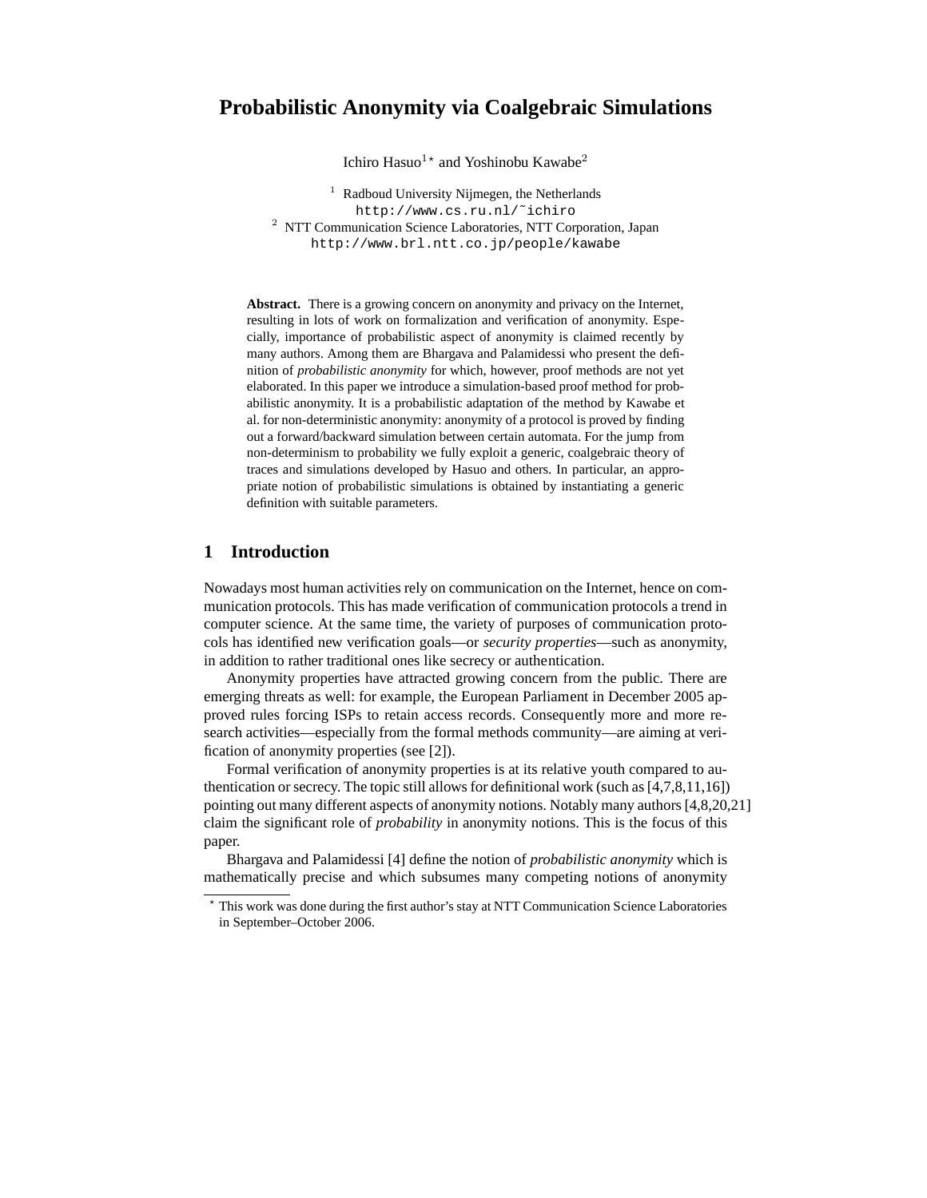# Probabilistic Anonymity via Coalgebraic Simulations

Ichiro Hasuo[1]* and Yoshinobu Kawabe[2]

[1] Radboud University Nijmegen, the Netherlands
http://www.cs.ru.nl/~ichiro
[2] NTT Communication Science Laboratories, NTT Corporation, Japan
http://www.brl.ntt.co.jp/people/kawabe

**Abstract.** There is a growing concern on anonymity and privacy on the Internet, resulting in lots of work on formalization and verification of anonymity. Especially, importance of probabilistic aspect of anonymity is claimed recently by many authors. Among them are Bhargava and Palamidessi who present the definition of *probabilistic anonymity* for which, however, proof methods are not yet elaborated. In this paper we introduce a simulation-based proof method for probabilistic anonymity. It is a probabilistic adaptation of the method by Kawabe et al. for non-deterministic anonymity: anonymity of a protocol is proved by finding out a forward/backward simulation between certain automata. For the jump from non-determinism to probability we fully exploit a generic, coalgebraic theory of traces and simulations developed by Hasuo and others. In particular, an appropriate notion of probabilistic simulations is obtained by instantiating a generic definition with suitable parameters.

## 1 Introduction

Nowadays most human activities rely on communication on the Internet, hence on communication protocols. This has made verification of communication protocols a trend in computer science. At the same time, the variety of purposes of communication protocols has identified new verification goals—or *security properties*—such as anonymity, in addition to rather traditional ones like secrecy or authentication.

Anonymity properties have attracted growing concern from the public. There are emerging threats as well: for example, the European Parliament in December 2005 approved rules forcing ISPs to retain access records. Consequently more and more research activities—especially from the formal methods community—are aiming at verification of anonymity properties (see [2]).

Formal verification of anonymity properties is at its relative youth compared to authentication or secrecy. The topic still allows for definitional work (such as [4,7,8,11,16]) pointing out many different aspects of anonymity notions. Notably many authors [4,8,20,21] claim the significant role of *probability* in anonymity notions. This is the focus of this paper.

Bhargava and Palamidessi [4] define the notion of *probabilistic anonymity* which is mathematically precise and which subsumes many competing notions of anonymity

* This work was done during the first author's stay at NTT Communication Science Laboratories in September–October 2006.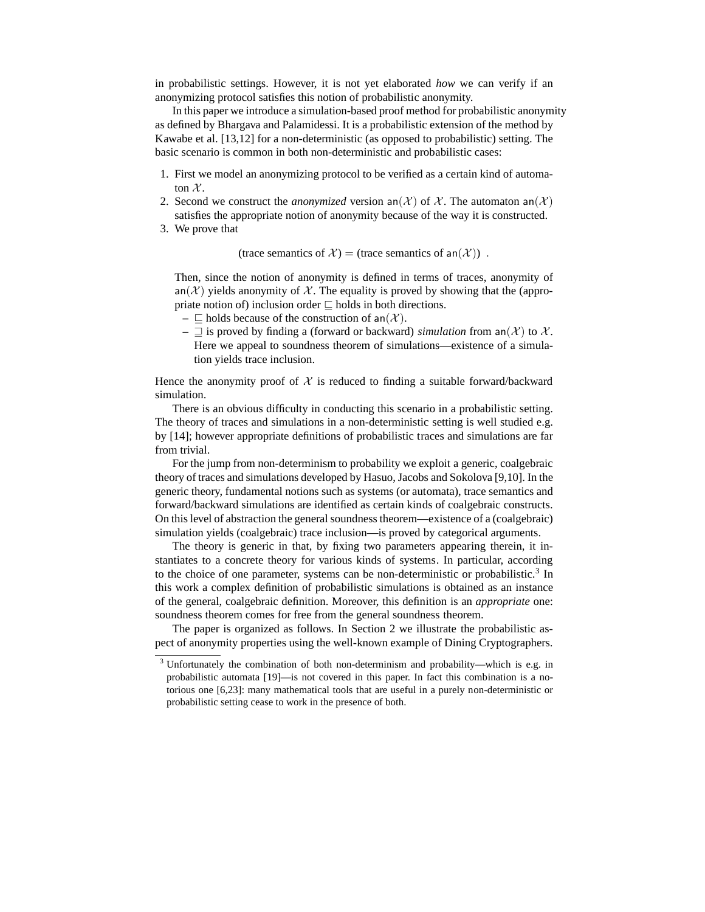in probabilistic settings. However, it is not yet elaborated *how* we can verify if an anonymizing protocol satisfies this notion of probabilistic anonymity.

In this paper we introduce a simulation-based proof method for probabilistic anonymity as defined by Bhargava and Palamidessi. It is a probabilistic extension of the method by Kawabe et al. [13,12] for a non-deterministic (as opposed to probabilistic) setting. The basic scenario is common in both non-deterministic and probabilistic cases:

1. First we model an anonymizing protocol to be verified as a certain kind of automaton $\mathcal{X}$.
2. Second we construct the *anonymized* version $\mathsf{an}(\mathcal{X})$ of $\mathcal{X}$. The automaton $\mathsf{an}(\mathcal{X})$ satisfies the appropriate notion of anonymity because of the way it is constructed.
3. We prove that

$$\text{(trace semantics of } \mathcal{X}) = \text{(trace semantics of } \mathsf{an}(\mathcal{X})) \enspace .$$

   Then, since the notion of anonymity is defined in terms of traces, anonymity of $\mathsf{an}(\mathcal{X})$ yields anonymity of $\mathcal{X}$. The equality is proved by showing that the (appropriate notion of) inclusion order $\sqsubseteq$ holds in both directions.
   - $\sqsubseteq$ holds because of the construction of $\mathsf{an}(\mathcal{X})$.
   - $\sqsupseteq$ is proved by finding a (forward or backward) *simulation* from $\mathsf{an}(\mathcal{X})$ to $\mathcal{X}$. Here we appeal to soundness theorem of simulations—existence of a simulation yields trace inclusion.

Hence the anonymity proof of $\mathcal{X}$ is reduced to finding a suitable forward/backward simulation.

There is an obvious difficulty in conducting this scenario in a probabilistic setting. The theory of traces and simulations in a non-deterministic setting is well studied e.g. by [14]; however appropriate definitions of probabilistic traces and simulations are far from trivial.

For the jump from non-determinism to probability we exploit a generic, coalgebraic theory of traces and simulations developed by Hasuo, Jacobs and Sokolova [9,10]. In the generic theory, fundamental notions such as systems (or automata), trace semantics and forward/backward simulations are identified as certain kinds of coalgebraic constructs. On this level of abstraction the general soundness theorem—existence of a (coalgebraic) simulation yields (coalgebraic) trace inclusion—is proved by categorical arguments.

The theory is generic in that, by fixing two parameters appearing therein, it instantiates to a concrete theory for various kinds of systems. In particular, according to the choice of one parameter, systems can be non-deterministic or probabilistic.[3] In this work a complex definition of probabilistic simulations is obtained as an instance of the general, coalgebraic definition. Moreover, this definition is an *appropriate* one: soundness theorem comes for free from the general soundness theorem.

The paper is organized as follows. In Section 2 we illustrate the probabilistic aspect of anonymity properties using the well-known example of Dining Cryptographers.

[3] Unfortunately the combination of both non-determinism and probability—which is e.g. in probabilistic automata [19]—is not covered in this paper. In fact this combination is a notorious one [6,23]: many mathematical tools that are useful in a purely non-deterministic or probabilistic setting cease to work in the presence of both.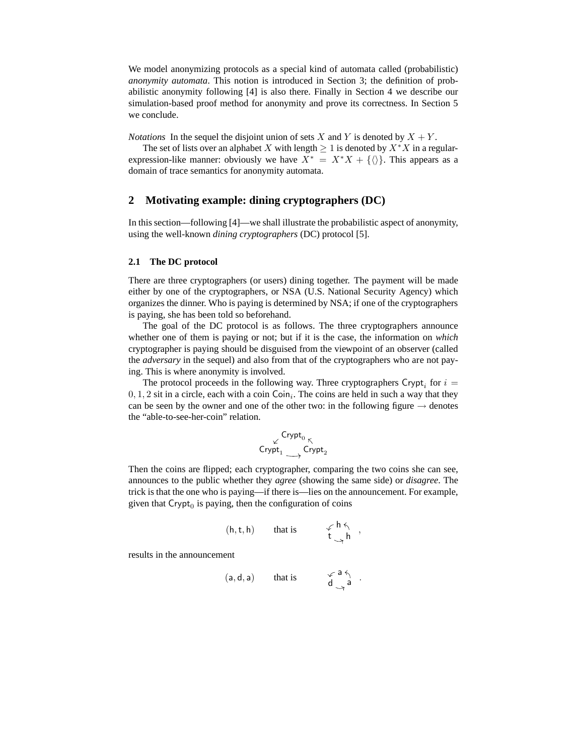We model anonymizing protocols as a special kind of automata called (probabilistic) *anonymity automata*. This notion is introduced in Section 3; the definition of probabilistic anonymity following [4] is also there. Finally in Section 4 we describe our simulation-based proof method for anonymity and prove its correctness. In Section 5 we conclude.

*Notations* In the sequel the disjoint union of sets $X$ and $Y$ is denoted by $X + Y$.

The set of lists over an alphabet $X$ with length $\geq 1$ is denoted by $X^*X$ in a regular-expression-like manner: obviously we have $X^* = X^*X + \{\langle\rangle\}$. This appears as a domain of trace semantics for anonymity automata.

## 2 Motivating example: dining cryptographers (DC)

In this section—following [4]—we shall illustrate the probabilistic aspect of anonymity, using the well-known *dining cryptographers* (DC) protocol [5].

### 2.1 The DC protocol

There are three cryptographers (or users) dining together. The payment will be made either by one of the cryptographers, or NSA (U.S. National Security Agency) which organizes the dinner. Who is paying is determined by NSA; if one of the cryptographers is paying, she has been told so beforehand.

The goal of the DC protocol is as follows. The three cryptographers announce whether one of them is paying or not; but if it is the case, the information on *which* cryptographer is paying should be disguised from the viewpoint of an observer (called the *adversary* in the sequel) and also from that of the cryptographers who are not paying. This is where anonymity is involved.

The protocol proceeds in the following way. Three cryptographers $\mathsf{Crypt}_i$ for $i = 0, 1, 2$ sit in a circle, each with a coin $\mathsf{Coin}_i$. The coins are held in such a way that they can be seen by the owner and one of the other two: in the following figure $\rightarrow$ denotes the "able-to-see-her-coin" relation.

$$\begin{array}{ccc} & \swarrow \mathsf{Crypt}_0 \nwarrow & \\ \mathsf{Crypt}_1 & \longrightarrow & \mathsf{Crypt}_2 \end{array}$$

Then the coins are flipped; each cryptographer, comparing the two coins she can see, announces to the public whether they *agree* (showing the same side) or *disagree*. The trick is that the one who is paying—if there is—lies on the announcement. For example, given that $\mathsf{Crypt}_0$ is paying, then the configuration of coins

$$(\mathsf{h}, \mathsf{t}, \mathsf{h}) \qquad \text{that is} \qquad \begin{array}{ccc} & \swarrow \mathsf{h} \nwarrow & \\ \mathsf{t} & \rightarrow & \mathsf{h} \end{array} \; ,$$

results in the announcement

$$(\mathsf{a}, \mathsf{d}, \mathsf{a}) \qquad \text{that is} \qquad \begin{array}{ccc} & \swarrow \mathsf{a} \nwarrow & \\ \mathsf{d} & \rightarrow & \mathsf{a} \end{array} \; .$$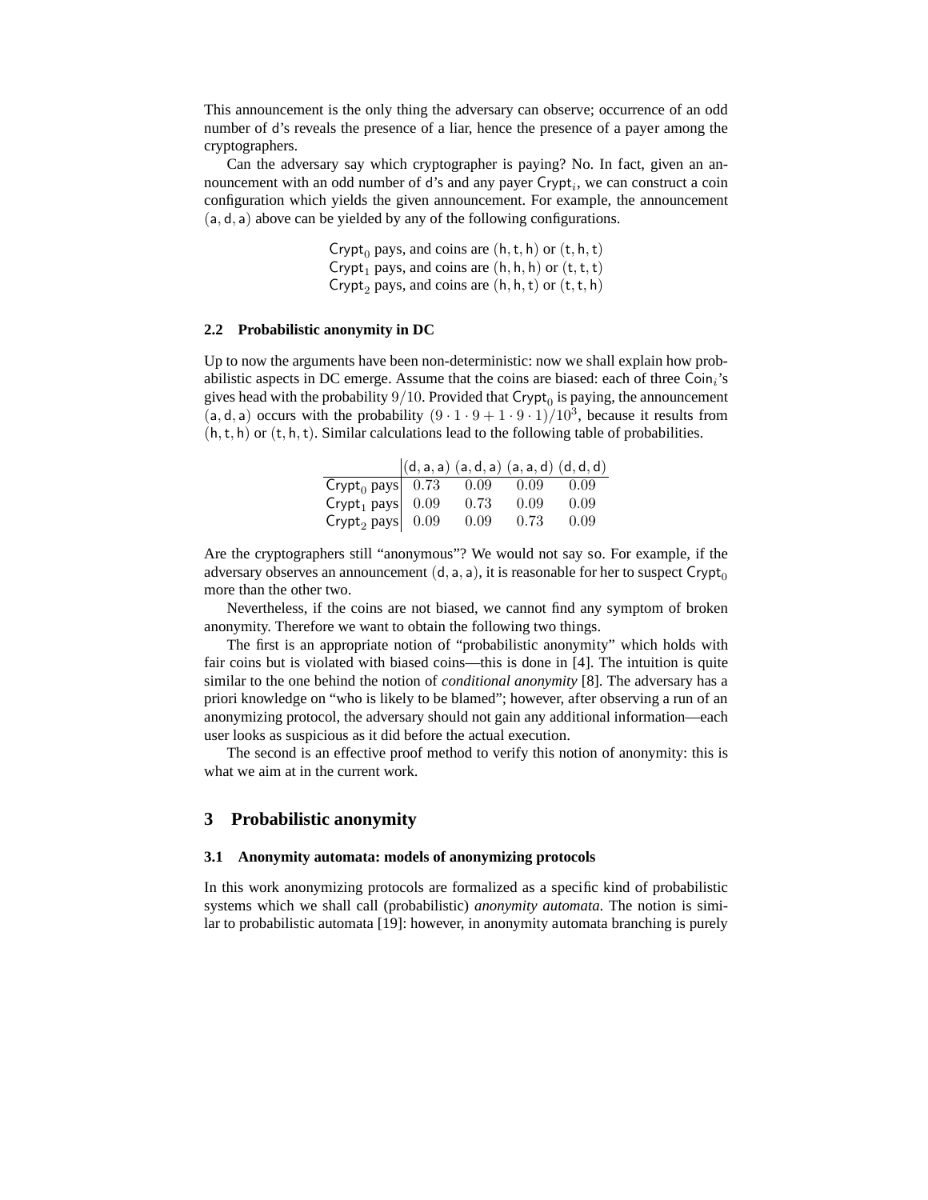This announcement is the only thing the adversary can observe; occurrence of an odd number of d's reveals the presence of a liar, hence the presence of a payer among the cryptographers.

Can the adversary say which cryptographer is paying? No. In fact, given an announcement with an odd number of d's and any payer $\mathsf{Crypt}_i$, we can construct a coin configuration which yields the given announcement. For example, the announcement $(\mathsf{a}, \mathsf{d}, \mathsf{a})$ above can be yielded by any of the following configurations.

$\mathsf{Crypt}_0$ pays, and coins are $(\mathsf{h}, \mathsf{t}, \mathsf{h})$ or $(\mathsf{t}, \mathsf{h}, \mathsf{t})$
$\mathsf{Crypt}_1$ pays, and coins are $(\mathsf{h}, \mathsf{h}, \mathsf{h})$ or $(\mathsf{t}, \mathsf{t}, \mathsf{t})$
$\mathsf{Crypt}_2$ pays, and coins are $(\mathsf{h}, \mathsf{h}, \mathsf{t})$ or $(\mathsf{t}, \mathsf{t}, \mathsf{h})$

### 2.2 Probabilistic anonymity in DC

Up to now the arguments have been non-deterministic: now we shall explain how probabilistic aspects in DC emerge. Assume that the coins are biased: each of three $\mathsf{Coin}_i$'s gives head with the probability $9/10$. Provided that $\mathsf{Crypt}_0$ is paying, the announcement $(\mathsf{a}, \mathsf{d}, \mathsf{a})$ occurs with the probability $(9 \cdot 1 \cdot 9 + 1 \cdot 9 \cdot 1)/10^3$, because it results from $(\mathsf{h}, \mathsf{t}, \mathsf{h})$ or $(\mathsf{t}, \mathsf{h}, \mathsf{t})$. Similar calculations lead to the following table of probabilities.

| | $(\mathsf{d}, \mathsf{a}, \mathsf{a})$ | $(\mathsf{a}, \mathsf{d}, \mathsf{a})$ | $(\mathsf{a}, \mathsf{a}, \mathsf{d})$ | $(\mathsf{d}, \mathsf{d}, \mathsf{d})$ |
|---|---|---|---|---|
| $\mathsf{Crypt}_0$ pays | 0.73 | 0.09 | 0.09 | 0.09 |
| $\mathsf{Crypt}_1$ pays | 0.09 | 0.73 | 0.09 | 0.09 |
| $\mathsf{Crypt}_2$ pays | 0.09 | 0.09 | 0.73 | 0.09 |

Are the cryptographers still "anonymous"? We would not say so. For example, if the adversary observes an announcement $(\mathsf{d}, \mathsf{a}, \mathsf{a})$, it is reasonable for her to suspect $\mathsf{Crypt}_0$ more than the other two.

Nevertheless, if the coins are not biased, we cannot find any symptom of broken anonymity. Therefore we want to obtain the following two things.

The first is an appropriate notion of "probabilistic anonymity" which holds with fair coins but is violated with biased coins—this is done in [4]. The intuition is quite similar to the one behind the notion of *conditional anonymity* [8]. The adversary has a priori knowledge on "who is likely to be blamed"; however, after observing a run of an anonymizing protocol, the adversary should not gain any additional information—each user looks as suspicious as it did before the actual execution.

The second is an effective proof method to verify this notion of anonymity: this is what we aim at in the current work.

## 3 Probabilistic anonymity

### 3.1 Anonymity automata: models of anonymizing protocols

In this work anonymizing protocols are formalized as a specific kind of probabilistic systems which we shall call (probabilistic) *anonymity automata*. The notion is similar to probabilistic automata [19]: however, in anonymity automata branching is purely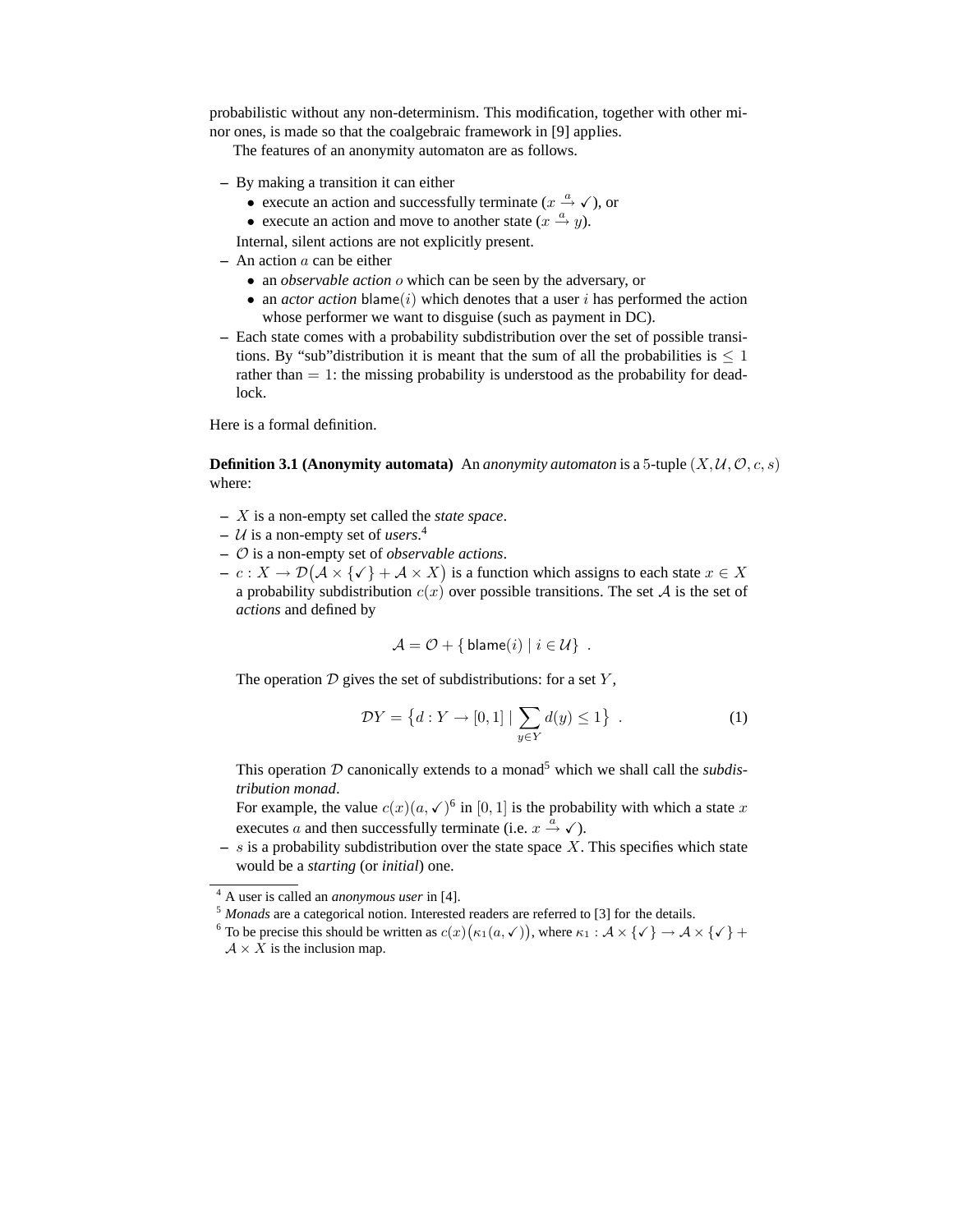probabilistic without any non-determinism. This modification, together with other minor ones, is made so that the coalgebraic framework in [9] applies.

The features of an anonymity automaton are as follows.

- By making a transition it can either
  - execute an action and successfully terminate ($x \xrightarrow{a} \checkmark$), or
  - execute an action and move to another state ($x \xrightarrow{a} y$).

  Internal, silent actions are not explicitly present.
- An action $a$ can be either
  - an *observable action* $o$ which can be seen by the adversary, or
  - an *actor action* $\mathsf{blame}(i)$ which denotes that a user $i$ has performed the action whose performer we want to disguise (such as payment in DC).
- Each state comes with a probability subdistribution over the set of possible transitions. By "sub"distribution it is meant that the sum of all the probabilities is $\leq 1$ rather than $= 1$: the missing probability is understood as the probability for deadlock.

Here is a formal definition.

**Definition 3.1 (Anonymity automata)** An *anonymity automaton* is a 5-tuple $(X, \mathcal{U}, \mathcal{O}, c, s)$ where:

- $X$ is a non-empty set called the *state space*.
- $\mathcal{U}$ is a non-empty set of *users*.[4]
- $\mathcal{O}$ is a non-empty set of *observable actions*.
- $c : X \to \mathcal{D}\big(\mathcal{A} \times \{\checkmark\} + \mathcal{A} \times X\big)$ is a function which assigns to each state $x \in X$ a probability subdistribution $c(x)$ over possible transitions. The set $\mathcal{A}$ is the set of *actions* and defined by

$$\mathcal{A} = \mathcal{O} + \{\, \mathsf{blame}(i) \mid i \in \mathcal{U} \,\} \ .$$

  The operation $\mathcal{D}$ gives the set of subdistributions: for a set $Y$,

$$\mathcal{D}Y = \big\{ d : Y \to [0,1] \mid \sum_{y \in Y} d(y) \leq 1 \big\} \ . \tag{1}$$

  This operation $\mathcal{D}$ canonically extends to a monad[5] which we shall call the *subdistribution monad*.

  For example, the value $c(x)(a,\checkmark)$[6] in $[0,1]$ is the probability with which a state $x$ executes $a$ and then successfully terminate (i.e. $x \xrightarrow{a} \checkmark$).
- $s$ is a probability subdistribution over the state space $X$. This specifies which state would be a *starting* (or *initial*) one.

---

[4] A user is called an *anonymous user* in [4].

[5] *Monads* are a categorical notion. Interested readers are referred to [3] for the details.

[6] To be precise this should be written as $c(x)\big(\kappa_1(a,\checkmark)\big)$, where $\kappa_1 : \mathcal{A} \times \{\checkmark\} \to \mathcal{A} \times \{\checkmark\} + \mathcal{A} \times X$ is the inclusion map.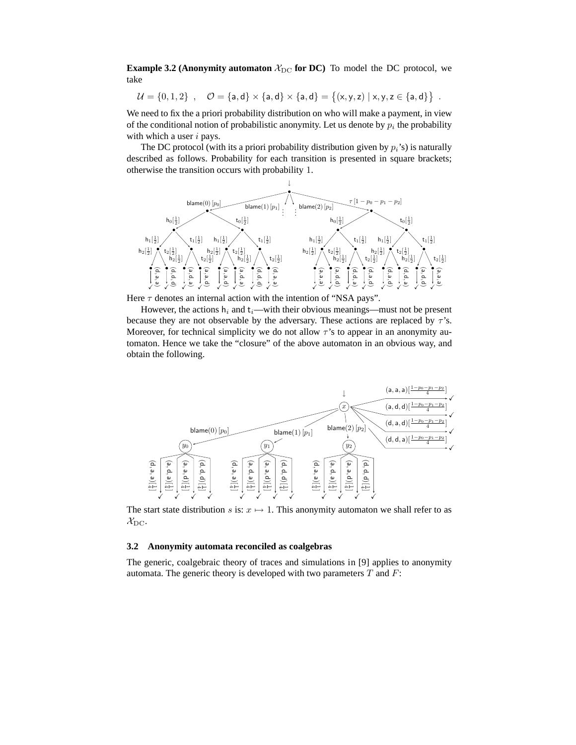**Example 3.2 (Anonymity automaton $\mathcal{X}_{\mathrm{DC}}$ for DC)** To model the DC protocol, we take

$$\mathcal{U} = \{0, 1, 2\} \ , \quad \mathcal{O} = \{\mathsf{a}, \mathsf{d}\} \times \{\mathsf{a}, \mathsf{d}\} \times \{\mathsf{a}, \mathsf{d}\} = \big\{(\mathsf{x}, \mathsf{y}, \mathsf{z}) \mid \mathsf{x}, \mathsf{y}, \mathsf{z} \in \{\mathsf{a}, \mathsf{d}\}\big\} \ .$$

We need to fix the a priori probability distribution on who will make a payment, in view of the conditional notion of probabilistic anonymity. Let us denote by $p_i$ the probability with which a user $i$ pays.

The DC protocol (with its a priori probability distribution given by $p_i$'s) is naturally described as follows. Probability for each transition is presented in square brackets; otherwise the transition occurs with probability 1.

Here $\tau$ denotes an internal action with the intention of "NSA pays".

However, the actions $\mathsf{h}_i$ and $\mathsf{t}_i$—with their obvious meanings—must not be present because they are not observable by the adversary. These actions are replaced by $\tau$'s. Moreover, for technical simplicity we do not allow $\tau$'s to appear in an anonymity automaton. Hence we take the "closure" of the above automaton in an obvious way, and obtain the following.

The start state distribution $s$ is: $x \mapsto 1$. This anonymity automaton we shall refer to as $\mathcal{X}_{\mathrm{DC}}$.

### 3.2 Anonymity automata reconciled as coalgebras

The generic, coalgebraic theory of traces and simulations in [9] applies to anonymity automata. The generic theory is developed with two parameters $T$ and $F$: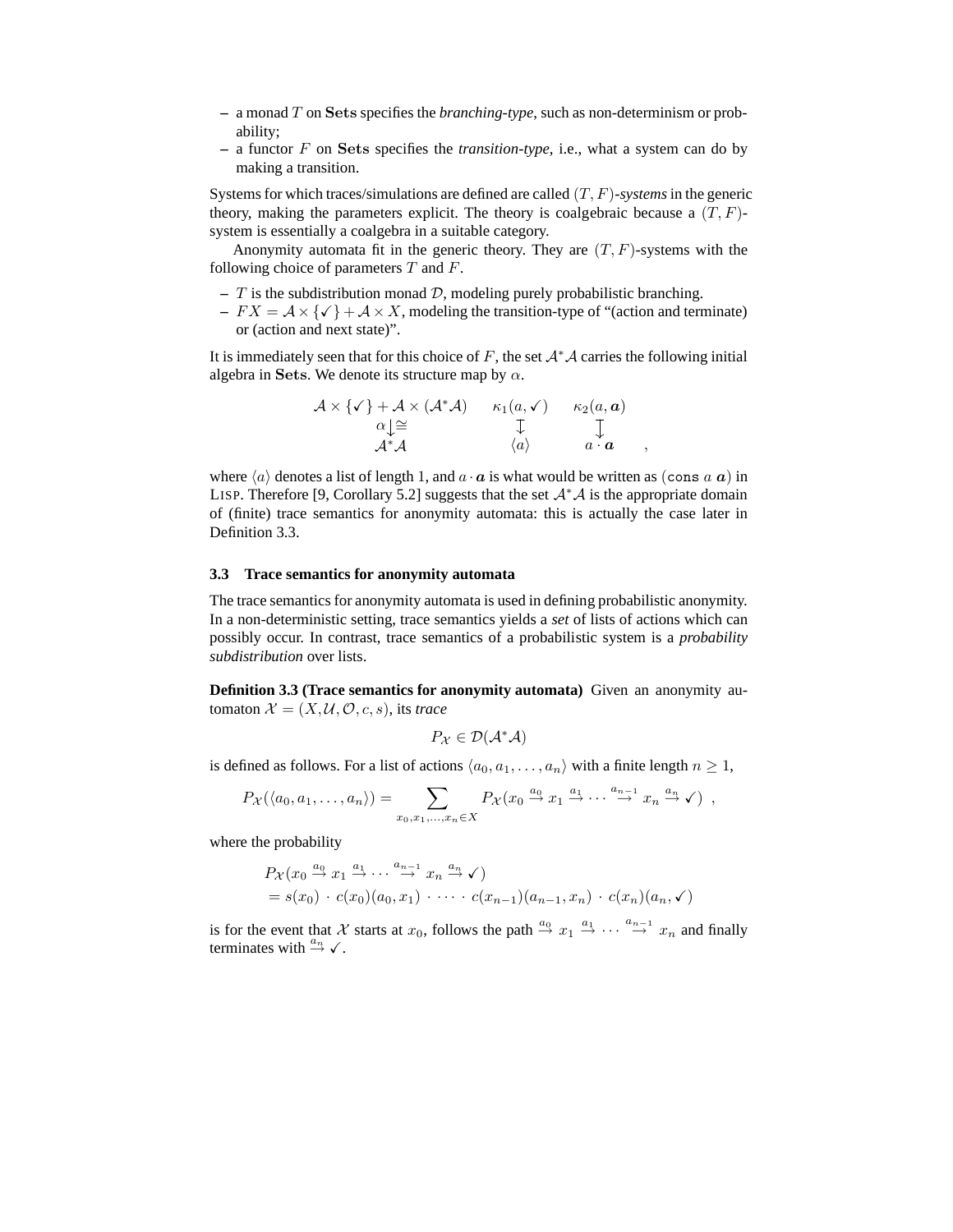- a monad $T$ on $\mathbf{Sets}$ specifies the *branching-type*, such as non-determinism or probability;
- a functor $F$ on $\mathbf{Sets}$ specifies the *transition-type*, i.e., what a system can do by making a transition.

Systems for which traces/simulations are defined are called $(T, F)$*-systems* in the generic theory, making the parameters explicit. The theory is coalgebraic because a $(T, F)$-system is essentially a coalgebra in a suitable category.

Anonymity automata fit in the generic theory. They are $(T, F)$-systems with the following choice of parameters $T$ and $F$.

- $T$ is the subdistribution monad $\mathcal{D}$, modeling purely probabilistic branching.
- $FX = \mathcal{A} \times \{\checkmark\} + \mathcal{A} \times X$, modeling the transition-type of "(action and terminate) or (action and next state)".

It is immediately seen that for this choice of $F$, the set $\mathcal{A}^*\mathcal{A}$ carries the following initial algebra in $\mathbf{Sets}$. We denote its structure map by $\alpha$.

$$
\begin{array}{ccc}
\mathcal{A} \times \{\checkmark\} + \mathcal{A} \times (\mathcal{A}^*\mathcal{A}) & \kappa_1(a, \checkmark) & \kappa_2(a, \boldsymbol{a}) \\
\alpha \downarrow \cong & \downarrow & \downarrow \\
\mathcal{A}^*\mathcal{A} & \langle a \rangle & a \cdot \boldsymbol{a}
\end{array} \quad ,
$$

where $\langle a \rangle$ denotes a list of length 1, and $a \cdot \boldsymbol{a}$ is what would be written as (`cons` $a$ $\boldsymbol{a}$) in LISP. Therefore [9, Corollary 5.2] suggests that the set $\mathcal{A}^*\mathcal{A}$ is the appropriate domain of (finite) trace semantics for anonymity automata: this is actually the case later in Definition 3.3.

### 3.3 Trace semantics for anonymity automata

The trace semantics for anonymity automata is used in defining probabilistic anonymity. In a non-deterministic setting, trace semantics yields a *set* of lists of actions which can possibly occur. In contrast, trace semantics of a probabilistic system is a *probability subdistribution* over lists.

**Definition 3.3 (Trace semantics for anonymity automata)** Given an anonymity automaton $\mathcal{X} = (X, \mathcal{U}, \mathcal{O}, c, s)$, its *trace*

$$P_{\mathcal{X}} \in \mathcal{D}(\mathcal{A}^*\mathcal{A})$$

is defined as follows. For a list of actions $\langle a_0, a_1, \ldots, a_n \rangle$ with a finite length $n \geq 1$,

$$P_{\mathcal{X}}(\langle a_0, a_1, \ldots, a_n \rangle) = \sum_{x_0, x_1, \ldots, x_n \in X} P_{\mathcal{X}}(x_0 \xrightarrow{a_0} x_1 \xrightarrow{a_1} \cdots \xrightarrow{a_{n-1}} x_n \xrightarrow{a_n} \checkmark) \ ,$$

where the probability

$$
\begin{aligned}
& P_{\mathcal{X}}(x_0 \xrightarrow{a_0} x_1 \xrightarrow{a_1} \cdots \xrightarrow{a_{n-1}} x_n \xrightarrow{a_n} \checkmark) \\
& = s(x_0) \cdot c(x_0)(a_0, x_1) \cdot \cdots \cdot c(x_{n-1})(a_{n-1}, x_n) \cdot c(x_n)(a_n, \checkmark)
\end{aligned}
$$

is for the event that $\mathcal{X}$ starts at $x_0$, follows the path $\xrightarrow{a_0} x_1 \xrightarrow{a_1} \cdots \xrightarrow{a_{n-1}} x_n$ and finally terminates with $\xrightarrow{a_n} \checkmark$.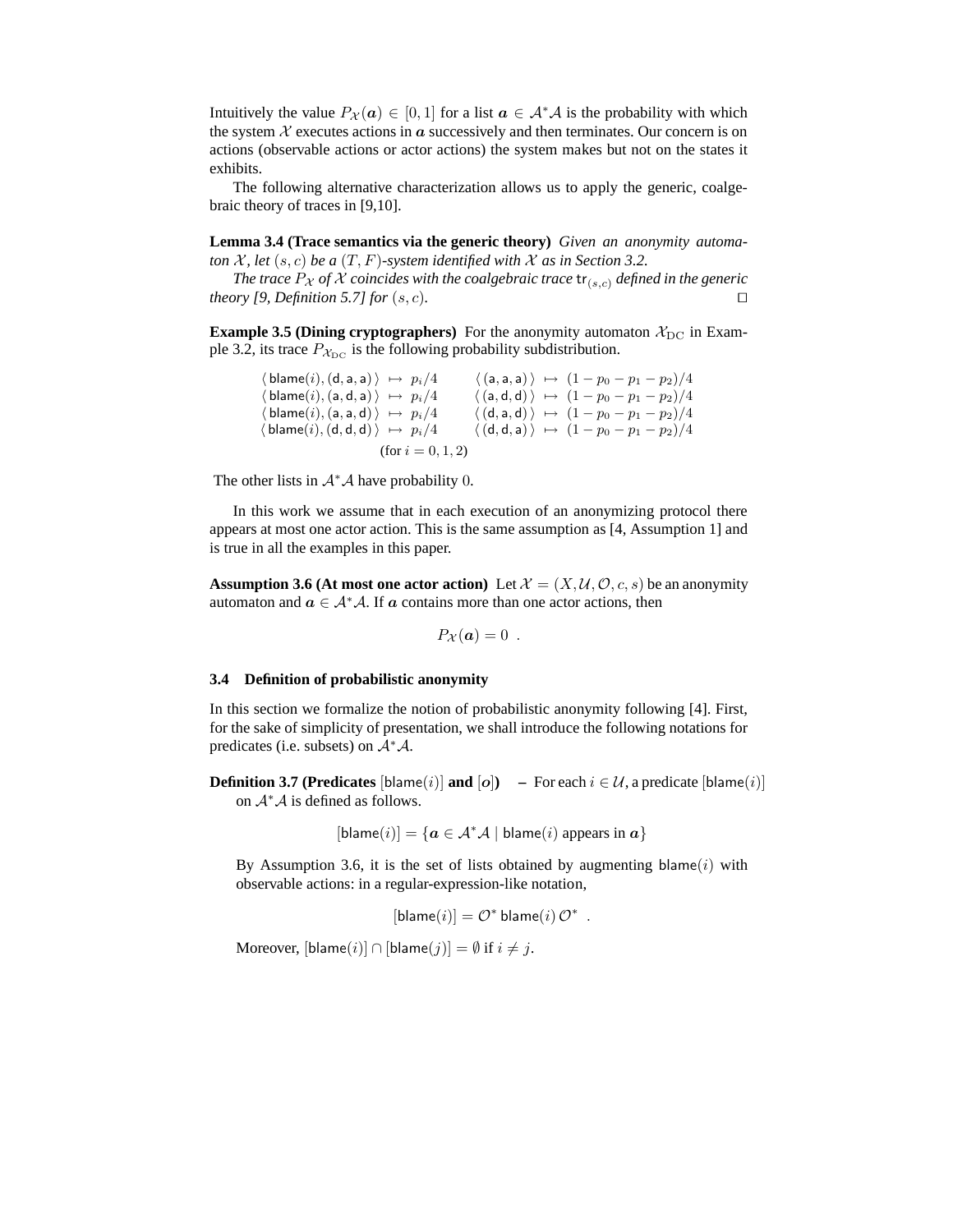Intuitively the value $P_{\mathcal{X}}(\boldsymbol{a}) \in [0,1]$ for a list $\boldsymbol{a} \in \mathcal{A}^*\mathcal{A}$ is the probability with which the system $\mathcal{X}$ executes actions in $\boldsymbol{a}$ successively and then terminates. Our concern is on actions (observable actions or actor actions) the system makes but not on the states it exhibits.

The following alternative characterization allows us to apply the generic, coalgebraic theory of traces in [9,10].

**Lemma 3.4 (Trace semantics via the generic theory)** *Given an anonymity automaton $\mathcal{X}$, let $(s,c)$ be a $(T,F)$-system identified with $\mathcal{X}$ as in Section 3.2.*

*The trace $P_{\mathcal{X}}$ of $\mathcal{X}$ coincides with the coalgebraic trace $\mathsf{tr}_{(s,c)}$ defined in the generic theory [9, Definition 5.7] for $(s,c)$.* □

**Example 3.5 (Dining cryptographers)** For the anonymity automaton $\mathcal{X}_{\mathrm{DC}}$ in Example 3.2, its trace $P_{\mathcal{X}_{\mathrm{DC}}}$ is the following probability subdistribution.

$$
\begin{array}{llll}
\langle\, \mathsf{blame}(i), (\mathsf{d},\mathsf{a},\mathsf{a})\,\rangle \mapsto p_i/4 & & \langle\, (\mathsf{a},\mathsf{a},\mathsf{a})\,\rangle \mapsto (1-p_0-p_1-p_2)/4 \\
\langle\, \mathsf{blame}(i), (\mathsf{a},\mathsf{d},\mathsf{a})\,\rangle \mapsto p_i/4 & & \langle\, (\mathsf{a},\mathsf{d},\mathsf{d})\,\rangle \mapsto (1-p_0-p_1-p_2)/4 \\
\langle\, \mathsf{blame}(i), (\mathsf{a},\mathsf{a},\mathsf{d})\,\rangle \mapsto p_i/4 & & \langle\, (\mathsf{d},\mathsf{a},\mathsf{d})\,\rangle \mapsto (1-p_0-p_1-p_2)/4 \\
\langle\, \mathsf{blame}(i), (\mathsf{d},\mathsf{d},\mathsf{d})\,\rangle \mapsto p_i/4 & & \langle\, (\mathsf{d},\mathsf{d},\mathsf{a})\,\rangle \mapsto (1-p_0-p_1-p_2)/4 \\
& \text{(for } i=0,1,2) &
\end{array}
$$

The other lists in $\mathcal{A}^*\mathcal{A}$ have probability $0$.

In this work we assume that in each execution of an anonymizing protocol there appears at most one actor action. This is the same assumption as [4, Assumption 1] and is true in all the examples in this paper.

**Assumption 3.6 (At most one actor action)** Let $\mathcal{X} = (X, \mathcal{U}, \mathcal{O}, c, s)$ be an anonymity automaton and $\boldsymbol{a} \in \mathcal{A}^*\mathcal{A}$. If $\boldsymbol{a}$ contains more than one actor actions, then

$$P_{\mathcal{X}}(\boldsymbol{a}) = 0 \enspace .$$

### 3.4 Definition of probabilistic anonymity

In this section we formalize the notion of probabilistic anonymity following [4]. First, for the sake of simplicity of presentation, we shall introduce the following notations for predicates (i.e. subsets) on $\mathcal{A}^*\mathcal{A}$.

**Definition 3.7 (Predicates $[\mathsf{blame}(i)]$ and $[\boldsymbol{o}]$)**

– For each $i \in \mathcal{U}$, a predicate $[\mathsf{blame}(i)]$ on $\mathcal{A}^*\mathcal{A}$ is defined as follows.

$$[\mathsf{blame}(i)] = \{\boldsymbol{a} \in \mathcal{A}^*\mathcal{A} \mid \mathsf{blame}(i) \text{ appears in } \boldsymbol{a}\}$$

By Assumption 3.6, it is the set of lists obtained by augmenting $\mathsf{blame}(i)$ with observable actions: in a regular-expression-like notation,

$$[\mathsf{blame}(i)] = \mathcal{O}^*\, \mathsf{blame}(i)\, \mathcal{O}^* \enspace .$$

Moreover, $[\mathsf{blame}(i)] \cap [\mathsf{blame}(j)] = \emptyset$ if $i \neq j$.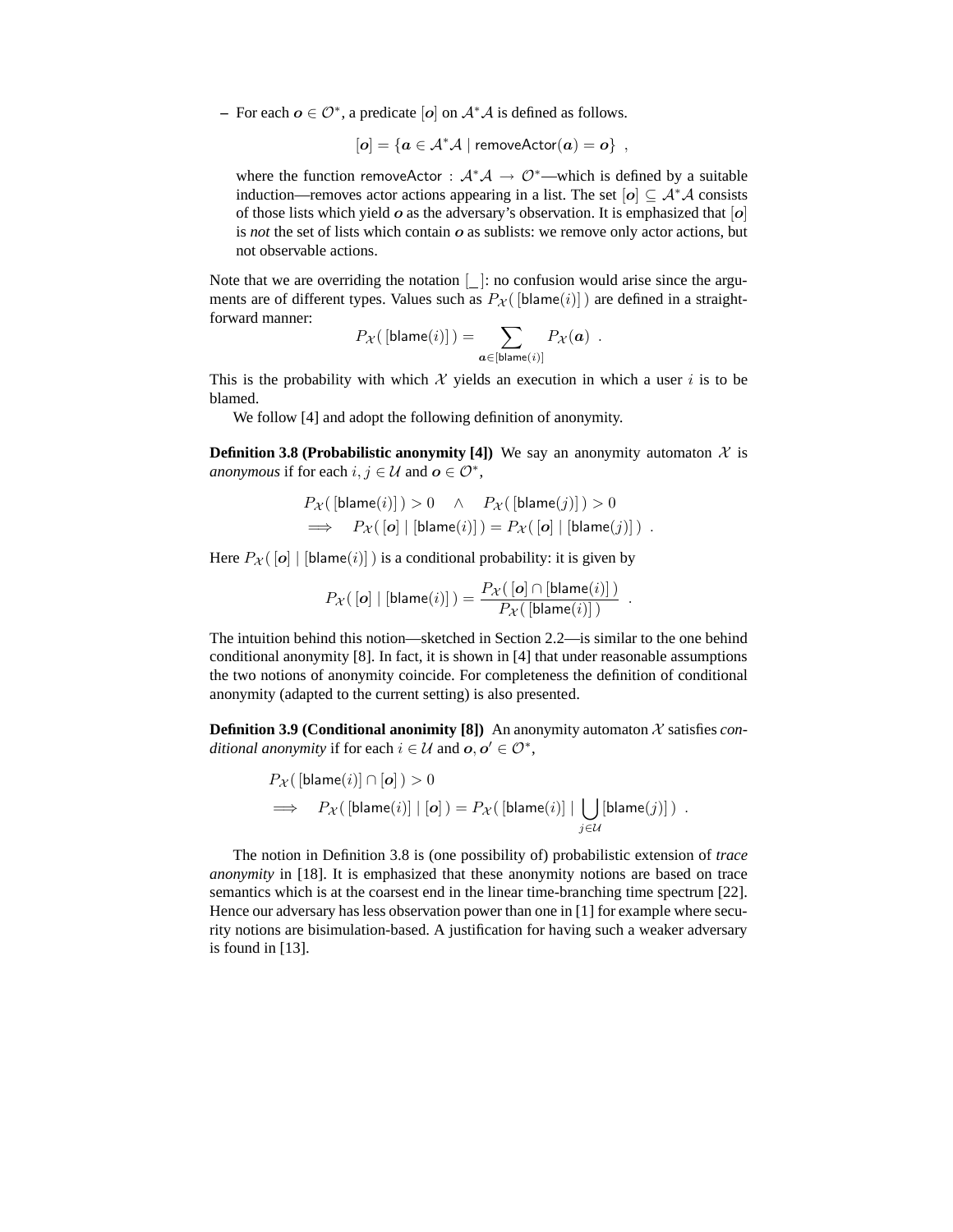– For each $\boldsymbol{o} \in \mathcal{O}^*$, a predicate $[\boldsymbol{o}]$ on $\mathcal{A}^*\mathcal{A}$ is defined as follows.

$$[\boldsymbol{o}] = \{\boldsymbol{a} \in \mathcal{A}^*\mathcal{A} \mid \mathsf{removeActor}(\boldsymbol{a}) = \boldsymbol{o}\} \ ,$$

where the function $\mathsf{removeActor} : \mathcal{A}^*\mathcal{A} \to \mathcal{O}^*$—which is defined by a suitable induction—removes actor actions appearing in a list. The set $[\boldsymbol{o}] \subseteq \mathcal{A}^*\mathcal{A}$ consists of those lists which yield $\boldsymbol{o}$ as the adversary's observation. It is emphasized that $[\boldsymbol{o}]$ is *not* the set of lists which contain $\boldsymbol{o}$ as sublists: we remove only actor actions, but not observable actions.

Note that we are overriding the notation $[\_]$: no confusion would arise since the arguments are of different types. Values such as $P_{\mathcal{X}}(\,[\mathsf{blame}(i)]\,)$ are defined in a straightforward manner:

$$P_{\mathcal{X}}(\,[\mathsf{blame}(i)]\,) = \sum_{\boldsymbol{a} \in [\mathsf{blame}(i)]} P_{\mathcal{X}}(\boldsymbol{a}) \ .$$

This is the probability with which $\mathcal{X}$ yields an execution in which a user $i$ is to be blamed.

We follow [4] and adopt the following definition of anonymity.

**Definition 3.8 (Probabilistic anonymity [4])** We say an anonymity automaton $\mathcal{X}$ is *anonymous* if for each $i, j \in \mathcal{U}$ and $\boldsymbol{o} \in \mathcal{O}^*$,

$$\begin{aligned} & P_{\mathcal{X}}(\,[\mathsf{blame}(i)]\,) > 0 \quad \wedge \quad P_{\mathcal{X}}(\,[\mathsf{blame}(j)]\,) > 0 \\ \implies \quad & P_{\mathcal{X}}(\,[\boldsymbol{o}] \mid [\mathsf{blame}(i)]\,) = P_{\mathcal{X}}(\,[\boldsymbol{o}] \mid [\mathsf{blame}(j)]\,) \ . \end{aligned}$$

Here $P_{\mathcal{X}}(\,[\boldsymbol{o}] \mid [\mathsf{blame}(i)]\,)$ is a conditional probability: it is given by

$$P_{\mathcal{X}}(\,[\boldsymbol{o}] \mid [\mathsf{blame}(i)]\,) = \frac{P_{\mathcal{X}}(\,[\boldsymbol{o}] \cap [\mathsf{blame}(i)]\,)}{P_{\mathcal{X}}(\,[\mathsf{blame}(i)]\,)} \ .$$

The intuition behind this notion—sketched in Section 2.2—is similar to the one behind conditional anonymity [8]. In fact, it is shown in [4] that under reasonable assumptions the two notions of anonymity coincide. For completeness the definition of conditional anonymity (adapted to the current setting) is also presented.

**Definition 3.9 (Conditional anonimity [8])** An anonymity automaton $\mathcal{X}$ satisfies *conditional anonymity* if for each $i \in \mathcal{U}$ and $\boldsymbol{o}, \boldsymbol{o}' \in \mathcal{O}^*$,

$$\begin{aligned} & P_{\mathcal{X}}(\,[\mathsf{blame}(i)] \cap [\boldsymbol{o}]\,) > 0 \\ \implies \quad & P_{\mathcal{X}}(\,[\mathsf{blame}(i)] \mid [\boldsymbol{o}]\,) = P_{\mathcal{X}}(\,[\mathsf{blame}(i)] \mid \bigcup_{j \in \mathcal{U}} [\mathsf{blame}(j)]\,) \ . \end{aligned}$$

The notion in Definition 3.8 is (one possibility of) probabilistic extension of *trace anonymity* in [18]. It is emphasized that these anonymity notions are based on trace semantics which is at the coarsest end in the linear time-branching time spectrum [22]. Hence our adversary has less observation power than one in [1] for example where security notions are bisimulation-based. A justification for having such a weaker adversary is found in [13].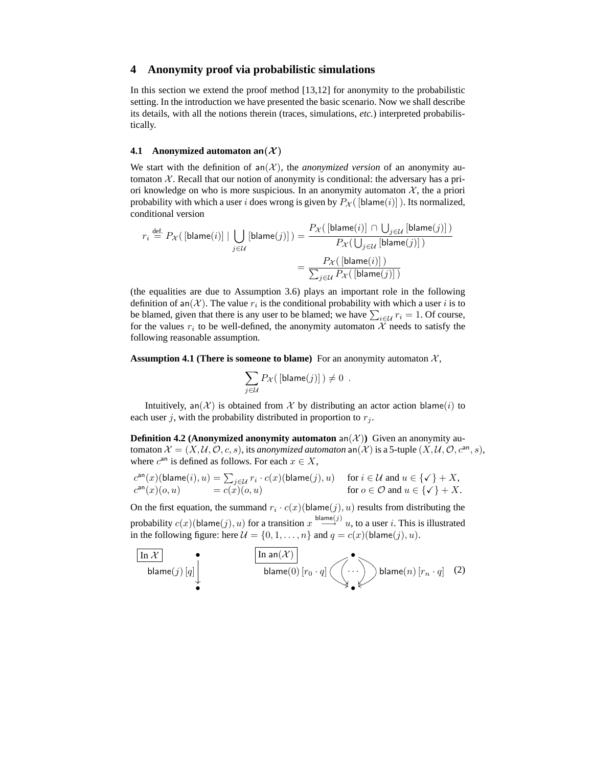## 4 Anonymity proof via probabilistic simulations

In this section we extend the proof method [13,12] for anonymity to the probabilistic setting. In the introduction we have presented the basic scenario. Now we shall describe its details, with all the notions therein (traces, simulations, *etc.*) interpreted probabilistically.

### 4.1 Anonymized automaton $\mathsf{an}(\mathcal{X})$

We start with the definition of $\mathsf{an}(\mathcal{X})$, the *anonymized version* of an anonymity automaton $\mathcal{X}$. Recall that our notion of anonymity is conditional: the adversary has a priori knowledge on who is more suspicious. In an anonymity automaton $\mathcal{X}$, the a priori probability with which a user $i$ does wrong is given by $P_{\mathcal{X}}(\,[\mathsf{blame}(i)]\,)$. Its normalized, conditional version

$$r_i \stackrel{\text{def.}}{=} P_{\mathcal{X}}(\,[\mathsf{blame}(i)] \mid \bigcup_{j\in\mathcal{U}} [\mathsf{blame}(j)]\,) = \frac{P_{\mathcal{X}}(\,[\mathsf{blame}(i)] \cap \bigcup_{j\in\mathcal{U}} [\mathsf{blame}(j)]\,)}{P_{\mathcal{X}}(\bigcup_{j\in\mathcal{U}} [\mathsf{blame}(j)]\,)}$$

$$= \frac{P_{\mathcal{X}}(\,[\mathsf{blame}(i)]\,)}{\sum_{j\in\mathcal{U}} P_{\mathcal{X}}(\,[\mathsf{blame}(j)]\,)}$$

(the equalities are due to Assumption 3.6) plays an important role in the following definition of $\mathsf{an}(\mathcal{X})$. The value $r_i$ is the conditional probability with which a user $i$ is to be blamed, given that there is any user to be blamed; we have $\sum_{i\in\mathcal{U}} r_i = 1$. Of course, for the values $r_i$ to be well-defined, the anonymity automaton $\mathcal{X}$ needs to satisfy the following reasonable assumption.

**Assumption 4.1 (There is someone to blame)** For an anonymity automaton $\mathcal{X}$,

$$\sum_{j\in\mathcal{U}} P_{\mathcal{X}}(\,[\mathsf{blame}(j)]\,) \neq 0\ .$$

Intuitively, $\mathsf{an}(\mathcal{X})$ is obtained from $\mathcal{X}$ by distributing an actor action $\mathsf{blame}(i)$ to each user $j$, with the probability distributed in proportion to $r_j$.

**Definition 4.2 (Anonymized anonymity automaton $\mathsf{an}(\mathcal{X})$)** Given an anonymity automaton $\mathcal{X} = (X, \mathcal{U}, \mathcal{O}, c, s)$, its *anonymized automaton* $\mathsf{an}(\mathcal{X})$ is a 5-tuple $(X, \mathcal{U}, \mathcal{O}, c^{\mathsf{an}}, s)$, where $c^{\mathsf{an}}$ is defined as follows. For each $x \in X$,

$$c^{\mathsf{an}}(x)(\mathsf{blame}(i), u) = \sum_{j\in\mathcal{U}} r_i \cdot c(x)(\mathsf{blame}(j), u) \quad \text{for } i \in \mathcal{U} \text{ and } u \in \{\checkmark\} + X,$$
$$c^{\mathsf{an}}(x)(o, u) = c(x)(o, u) \quad \text{for } o \in \mathcal{O} \text{ and } u \in \{\checkmark\} + X.$$

On the first equation, the summand $r_i \cdot c(x)(\mathsf{blame}(j), u)$ results from distributing the probability $c(x)(\mathsf{blame}(j), u)$ for a transition $x \stackrel{\mathsf{blame}(j)}{\longrightarrow} u$, to a user $i$. This is illustrated in the following figure: here $\mathcal{U} = \{0, 1, \ldots, n\}$ and $q = c(x)(\mathsf{blame}(j), u)$.

In $\mathcal{X}$: $\bullet \xrightarrow{\mathsf{blame}(j)\,[q]} \bullet$ In $\mathsf{an}(\mathcal{X})$: $\bullet$ with transitions $\mathsf{blame}(0)\,[r_0 \cdot q]$, $\cdots$, $\mathsf{blame}(n)\,[r_n \cdot q]$ to $\bullet$ (2)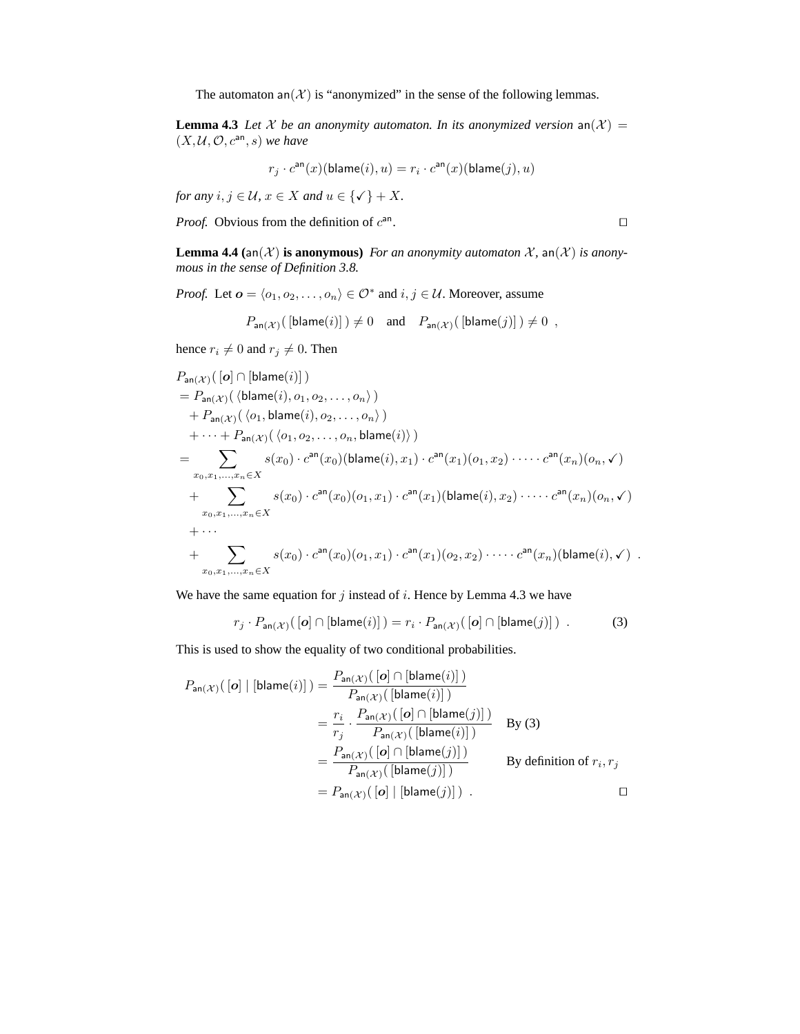The automaton $\mathsf{an}(\mathcal{X})$ is "anonymized" in the sense of the following lemmas.

**Lemma 4.3** *Let $\mathcal{X}$ be an anonymity automaton. In its anonymized version $\mathsf{an}(\mathcal{X}) = (X, \mathcal{U}, \mathcal{O}, c^{\mathsf{an}}, s)$ we have*

$$r_j \cdot c^{\mathsf{an}}(x)(\mathsf{blame}(i), u) = r_i \cdot c^{\mathsf{an}}(x)(\mathsf{blame}(j), u)$$

*for any $i, j \in \mathcal{U}$, $x \in X$ and $u \in \{\checkmark\} + X$.*

*Proof.* Obvious from the definition of $c^{\mathsf{an}}$. □

**Lemma 4.4 ($\mathsf{an}(\mathcal{X})$ is anonymous)** *For an anonymity automaton $\mathcal{X}$, $\mathsf{an}(\mathcal{X})$ is anonymous in the sense of Definition 3.8.*

*Proof.* Let $\boldsymbol{o} = \langle o_1, o_2, \ldots, o_n \rangle \in \mathcal{O}^*$ and $i, j \in \mathcal{U}$. Moreover, assume

$$P_{\mathsf{an}(\mathcal{X})}(\,[\mathsf{blame}(i)]\,) \neq 0 \quad \text{and} \quad P_{\mathsf{an}(\mathcal{X})}(\,[\mathsf{blame}(j)]\,) \neq 0 \ ,$$

hence $r_i \neq 0$ and $r_j \neq 0$. Then

$$\begin{aligned}
&P_{\mathsf{an}(\mathcal{X})}(\,[\boldsymbol{o}] \cap [\mathsf{blame}(i)]\,) \\
&= P_{\mathsf{an}(\mathcal{X})}(\,\langle \mathsf{blame}(i), o_1, o_2, \ldots, o_n \rangle\,) \\
&\quad + P_{\mathsf{an}(\mathcal{X})}(\,\langle o_1, \mathsf{blame}(i), o_2, \ldots, o_n \rangle\,) \\
&\quad + \cdots + P_{\mathsf{an}(\mathcal{X})}(\,\langle o_1, o_2, \ldots, o_n, \mathsf{blame}(i) \rangle\,) \\
&= \sum_{x_0, x_1, \ldots, x_n \in X} s(x_0) \cdot c^{\mathsf{an}}(x_0)(\mathsf{blame}(i), x_1) \cdot c^{\mathsf{an}}(x_1)(o_1, x_2) \cdot \cdots \cdot c^{\mathsf{an}}(x_n)(o_n, \checkmark) \\
&\quad + \sum_{x_0, x_1, \ldots, x_n \in X} s(x_0) \cdot c^{\mathsf{an}}(x_0)(o_1, x_1) \cdot c^{\mathsf{an}}(x_1)(\mathsf{blame}(i), x_2) \cdot \cdots \cdot c^{\mathsf{an}}(x_n)(o_n, \checkmark) \\
&\quad + \cdots \\
&\quad + \sum_{x_0, x_1, \ldots, x_n \in X} s(x_0) \cdot c^{\mathsf{an}}(x_0)(o_1, x_1) \cdot c^{\mathsf{an}}(x_1)(o_2, x_2) \cdot \cdots \cdot c^{\mathsf{an}}(x_n)(\mathsf{blame}(i), \checkmark) \ .
\end{aligned}$$

We have the same equation for $j$ instead of $i$. Hence by Lemma 4.3 we have

$$r_j \cdot P_{\mathsf{an}(\mathcal{X})}(\,[\boldsymbol{o}] \cap [\mathsf{blame}(i)]\,) = r_i \cdot P_{\mathsf{an}(\mathcal{X})}(\,[\boldsymbol{o}] \cap [\mathsf{blame}(j)]\,) \ . \tag{3}$$

This is used to show the equality of two conditional probabilities.

$$\begin{aligned}
P_{\mathsf{an}(\mathcal{X})}(\,[\boldsymbol{o}] \mid [\mathsf{blame}(i)]\,) &= \frac{P_{\mathsf{an}(\mathcal{X})}(\,[\boldsymbol{o}] \cap [\mathsf{blame}(i)]\,)}{P_{\mathsf{an}(\mathcal{X})}(\,[\mathsf{blame}(i)]\,)} \\
&= \frac{r_i}{r_j} \cdot \frac{P_{\mathsf{an}(\mathcal{X})}(\,[\boldsymbol{o}] \cap [\mathsf{blame}(j)]\,)}{P_{\mathsf{an}(\mathcal{X})}(\,[\mathsf{blame}(i)]\,)} && \text{By (3)} \\
&= \frac{P_{\mathsf{an}(\mathcal{X})}(\,[\boldsymbol{o}] \cap [\mathsf{blame}(j)]\,)}{P_{\mathsf{an}(\mathcal{X})}(\,[\mathsf{blame}(j)]\,)} && \text{By definition of } r_i, r_j \\
&= P_{\mathsf{an}(\mathcal{X})}(\,[\boldsymbol{o}] \mid [\mathsf{blame}(j)]\,) \ .
\end{aligned}$$

□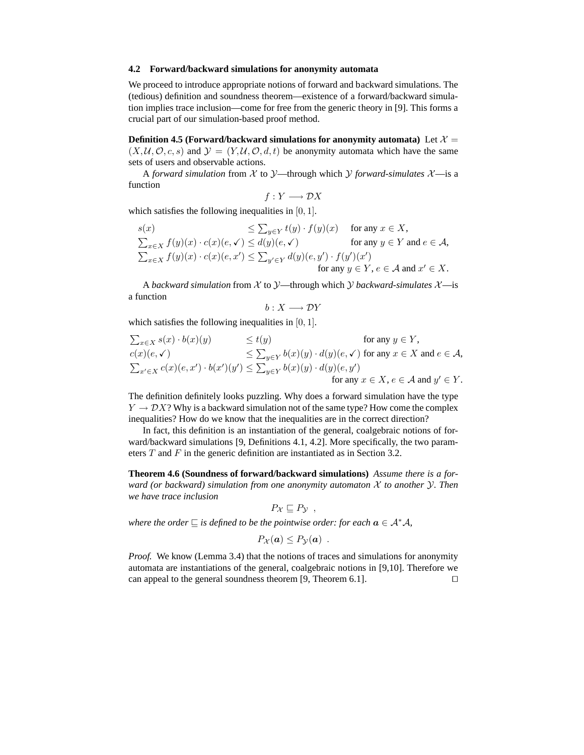### 4.2 Forward/backward simulations for anonymity automata

We proceed to introduce appropriate notions of forward and backward simulations. The (tedious) definition and soundness theorem—existence of a forward/backward simulation implies trace inclusion—come for free from the generic theory in [9]. This forms a crucial part of our simulation-based proof method.

**Definition 4.5 (Forward/backward simulations for anonymity automata)** Let $\mathcal{X} = (X, \mathcal{U}, \mathcal{O}, c, s)$ and $\mathcal{Y} = (Y, \mathcal{U}, \mathcal{O}, d, t)$ be anonymity automata which have the same sets of users and observable actions.

A *forward simulation* from $\mathcal{X}$ to $\mathcal{Y}$—through which $\mathcal{Y}$ *forward-simulates* $\mathcal{X}$—is a function

$$f : Y \longrightarrow \mathcal{D}X$$

which satisfies the following inequalities in $[0, 1]$.

$$
\begin{array}{lll}
s(x) & \leq \sum_{y \in Y} t(y) \cdot f(y)(x) & \text{for any } x \in X, \\
\sum_{x \in X} f(y)(x) \cdot c(x)(e, \checkmark) & \leq d(y)(e, \checkmark) & \text{for any } y \in Y \text{ and } e \in \mathcal{A}, \\
\sum_{x \in X} f(y)(x) \cdot c(x)(e, x') & \leq \sum_{y' \in Y} d(y)(e, y') \cdot f(y')(x') & \\
& & \text{for any } y \in Y,\ e \in \mathcal{A} \text{ and } x' \in X.
\end{array}
$$

A *backward simulation* from $\mathcal{X}$ to $\mathcal{Y}$—through which $\mathcal{Y}$ *backward-simulates* $\mathcal{X}$—is a function

$$b : X \longrightarrow \mathcal{D}Y$$

which satisfies the following inequalities in $[0, 1]$.

$$
\begin{array}{lll}
\sum_{x \in X} s(x) \cdot b(x)(y) & \leq t(y) & \text{for any } y \in Y, \\
c(x)(e, \checkmark) & \leq \sum_{y \in Y} b(x)(y) \cdot d(y)(e, \checkmark) & \text{for any } x \in X \text{ and } e \in \mathcal{A}, \\
\sum_{x' \in X} c(x)(e, x') \cdot b(x')(y') & \leq \sum_{y \in Y} b(x)(y) \cdot d(y)(e, y') & \\
& & \text{for any } x \in X,\ e \in \mathcal{A} \text{ and } y' \in Y.
\end{array}
$$

The definition definitely looks puzzling. Why does a forward simulation have the type $Y \to \mathcal{D}X$? Why is a backward simulation not of the same type? How come the complex inequalities? How do we know that the inequalities are in the correct direction?

In fact, this definition is an instantiation of the general, coalgebraic notions of forward/backward simulations [9, Definitions 4.1, 4.2]. More specifically, the two parameters $T$ and $F$ in the generic definition are instantiated as in Section 3.2.

**Theorem 4.6 (Soundness of forward/backward simulations)** *Assume there is a forward (or backward) simulation from one anonymity automaton $\mathcal{X}$ to another $\mathcal{Y}$. Then we have trace inclusion*

$$P_{\mathcal{X}} \sqsubseteq P_{\mathcal{Y}} \ ,$$

*where the order $\sqsubseteq$ is defined to be the pointwise order: for each $\boldsymbol{a} \in \mathcal{A}^*\mathcal{A}$,*

$$P_{\mathcal{X}}(\boldsymbol{a}) \leq P_{\mathcal{Y}}(\boldsymbol{a}) \ .$$

*Proof.* We know (Lemma 3.4) that the notions of traces and simulations for anonymity automata are instantiations of the general, coalgebraic notions in [9,10]. Therefore we can appeal to the general soundness theorem [9, Theorem 6.1]. □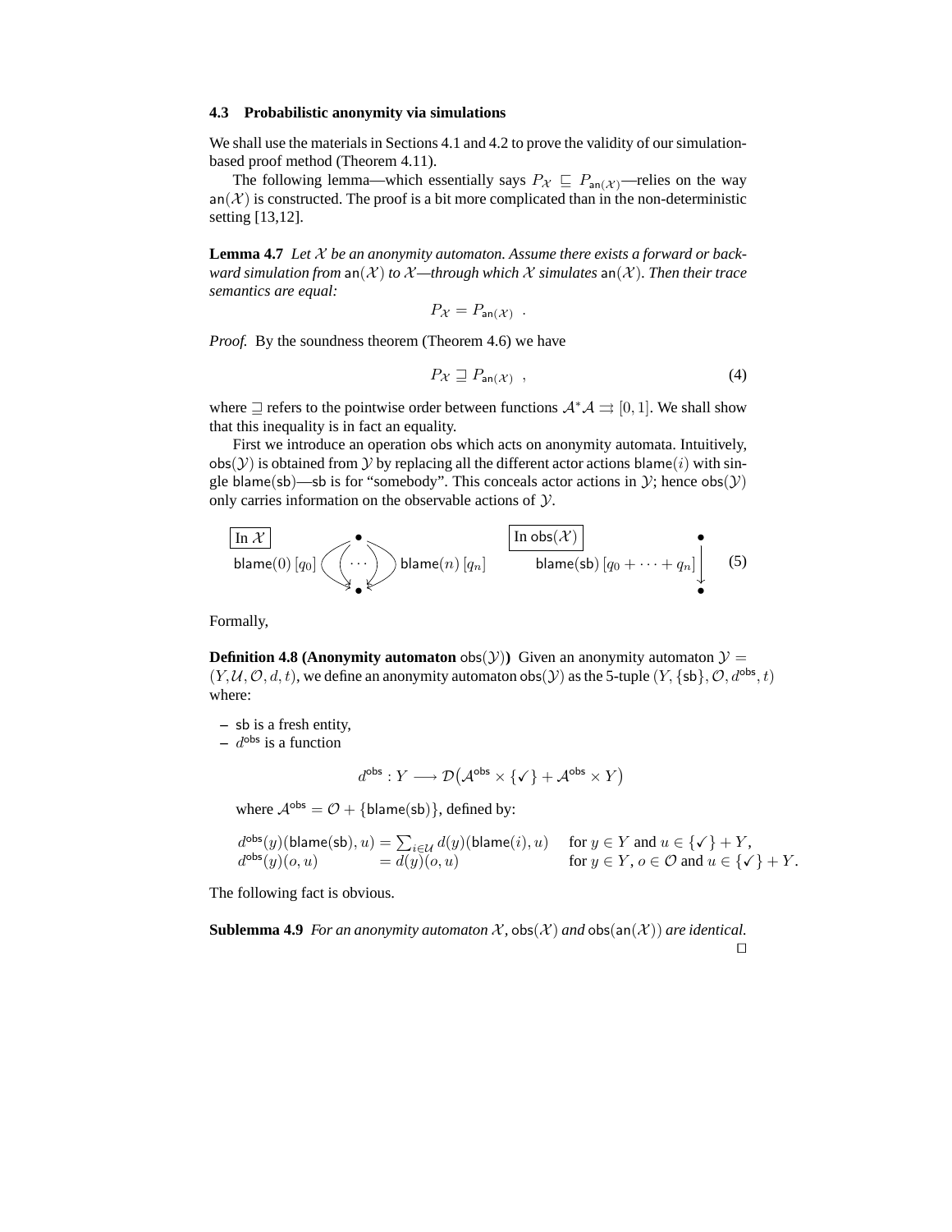### 4.3 Probabilistic anonymity via simulations

We shall use the materials in Sections 4.1 and 4.2 to prove the validity of our simulation-based proof method (Theorem 4.11).

The following lemma—which essentially says $P_{\mathcal{X}} \sqsubseteq P_{\mathsf{an}(\mathcal{X})}$—relies on the way $\mathsf{an}(\mathcal{X})$ is constructed. The proof is a bit more complicated than in the non-deterministic setting [13,12].

**Lemma 4.7** *Let $\mathcal{X}$ be an anonymity automaton. Assume there exists a forward or backward simulation from $\mathsf{an}(\mathcal{X})$ to $\mathcal{X}$—through which $\mathcal{X}$ simulates $\mathsf{an}(\mathcal{X})$. Then their trace semantics are equal:*

$$P_{\mathcal{X}} = P_{\mathsf{an}(\mathcal{X})} \enspace .$$

*Proof.* By the soundness theorem (Theorem 4.6) we have

$$P_{\mathcal{X}} \sqsupseteq P_{\mathsf{an}(\mathcal{X})} \enspace , \tag{4}$$

where $\sqsupseteq$ refers to the pointwise order between functions $\mathcal{A}^*\mathcal{A} \rightrightarrows [0,1]$. We shall show that this inequality is in fact an equality.

First we introduce an operation obs which acts on anonymity automata. Intuitively, $\mathsf{obs}(\mathcal{Y})$ is obtained from $\mathcal{Y}$ by replacing all the different actor actions $\mathsf{blame}(i)$ with single $\mathsf{blame}(\mathsf{sb})$—sb is for "somebody". This conceals actor actions in $\mathcal{Y}$; hence $\mathsf{obs}(\mathcal{Y})$ only carries information on the observable actions of $\mathcal{Y}$.

$$\boxed{\text{In } \mathcal{X}} \quad \bullet \xrightarrow{\mathsf{blame}(0)\,[q_0]\ \cdots\ \mathsf{blame}(n)\,[q_n]} \bullet \qquad\qquad \boxed{\text{In } \mathsf{obs}(\mathcal{X})} \quad \bullet \xrightarrow{\mathsf{blame}(\mathsf{sb})\,[q_0 + \cdots + q_n]} \bullet \tag{5}$$

Formally,

**Definition 4.8 (Anonymity automaton $\mathsf{obs}(\mathcal{Y})$)** Given an anonymity automaton $\mathcal{Y} = (Y, \mathcal{U}, \mathcal{O}, d, t)$, we define an anonymity automaton $\mathsf{obs}(\mathcal{Y})$ as the 5-tuple $(Y, \{\mathsf{sb}\}, \mathcal{O}, d^{\mathsf{obs}}, t)$ where:

- sb is a fresh entity,
- $d^{\mathsf{obs}}$ is a function

$$d^{\mathsf{obs}} : Y \longrightarrow \mathcal{D}\big(\mathcal{A}^{\mathsf{obs}} \times \{\checkmark\} + \mathcal{A}^{\mathsf{obs}} \times Y\big)$$

where $\mathcal{A}^{\mathsf{obs}} = \mathcal{O} + \{\mathsf{blame}(\mathsf{sb})\}$, defined by:

$$\begin{array}{lll} d^{\mathsf{obs}}(y)(\mathsf{blame}(\mathsf{sb}), u) = \sum_{i \in \mathcal{U}} d(y)(\mathsf{blame}(i), u) & \text{for } y \in Y \text{ and } u \in \{\checkmark\} + Y, \\ d^{\mathsf{obs}}(y)(o, u) \qquad\qquad\quad = d(y)(o, u) & \text{for } y \in Y,\, o \in \mathcal{O} \text{ and } u \in \{\checkmark\} + Y. \end{array}$$

The following fact is obvious.

**Sublemma 4.9** *For an anonymity automaton $\mathcal{X}$, $\mathsf{obs}(\mathcal{X})$ and $\mathsf{obs}(\mathsf{an}(\mathcal{X}))$ are identical.* □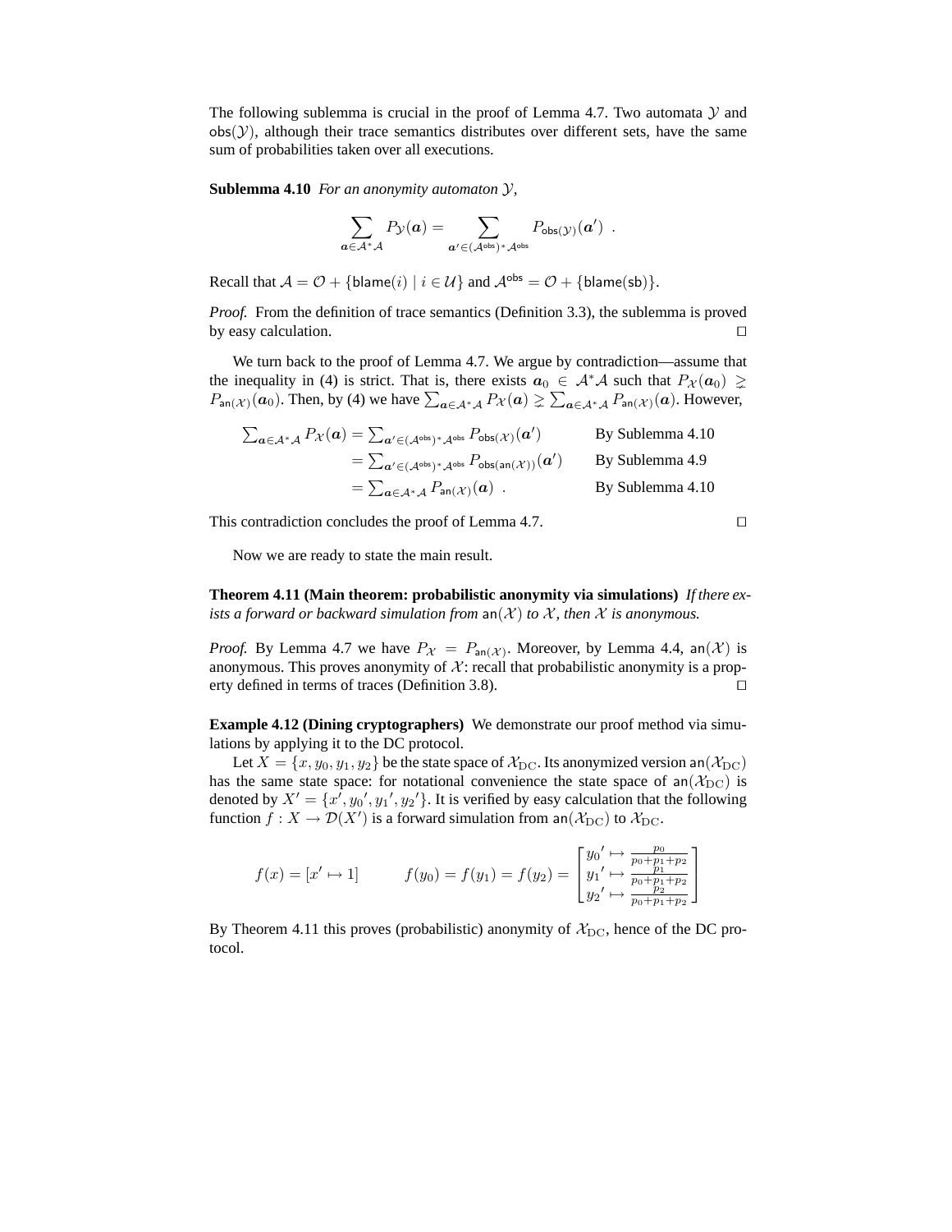The following sublemma is crucial in the proof of Lemma 4.7. Two automata $\mathcal{Y}$ and $\mathsf{obs}(\mathcal{Y})$, although their trace semantics distributes over different sets, have the same sum of probabilities taken over all executions.

**Sublemma 4.10** *For an anonymity automaton $\mathcal{Y}$,*

$$\sum_{\boldsymbol{a}\in\mathcal{A}^*\mathcal{A}} P_{\mathcal{Y}}(\boldsymbol{a}) = \sum_{\boldsymbol{a}'\in(\mathcal{A}^{\mathsf{obs}})^*\mathcal{A}^{\mathsf{obs}}} P_{\mathsf{obs}(\mathcal{Y})}(\boldsymbol{a}') \enspace .$$

Recall that $\mathcal{A} = \mathcal{O} + \{\mathsf{blame}(i) \mid i \in \mathcal{U}\}$ and $\mathcal{A}^{\mathsf{obs}} = \mathcal{O} + \{\mathsf{blame}(\mathsf{sb})\}$.

*Proof.* From the definition of trace semantics (Definition 3.3), the sublemma is proved by easy calculation. □

We turn back to the proof of Lemma 4.7. We argue by contradiction—assume that the inequality in (4) is strict. That is, there exists $\boldsymbol{a}_0 \in \mathcal{A}^*\mathcal{A}$ such that $P_{\mathcal{X}}(\boldsymbol{a}_0) \gneq P_{\mathsf{an}(\mathcal{X})}(\boldsymbol{a}_0)$. Then, by (4) we have $\sum_{\boldsymbol{a}\in\mathcal{A}^*\mathcal{A}} P_{\mathcal{X}}(\boldsymbol{a}) \gneq \sum_{\boldsymbol{a}\in\mathcal{A}^*\mathcal{A}} P_{\mathsf{an}(\mathcal{X})}(\boldsymbol{a})$. However,

$$\begin{aligned}
\textstyle\sum_{\boldsymbol{a}\in\mathcal{A}^*\mathcal{A}} P_{\mathcal{X}}(\boldsymbol{a}) &= \textstyle\sum_{\boldsymbol{a}'\in(\mathcal{A}^{\mathsf{obs}})^*\mathcal{A}^{\mathsf{obs}}} P_{\mathsf{obs}(\mathcal{X})}(\boldsymbol{a}') && \text{By Sublemma 4.10} \\
&= \textstyle\sum_{\boldsymbol{a}'\in(\mathcal{A}^{\mathsf{obs}})^*\mathcal{A}^{\mathsf{obs}}} P_{\mathsf{obs}(\mathsf{an}(\mathcal{X}))}(\boldsymbol{a}') && \text{By Sublemma 4.9} \\
&= \textstyle\sum_{\boldsymbol{a}\in\mathcal{A}^*\mathcal{A}} P_{\mathsf{an}(\mathcal{X})}(\boldsymbol{a}) \enspace . && \text{By Sublemma 4.10}
\end{aligned}$$

This contradiction concludes the proof of Lemma 4.7. □

Now we are ready to state the main result.

**Theorem 4.11 (Main theorem: probabilistic anonymity via simulations)** *If there exists a forward or backward simulation from $\mathsf{an}(\mathcal{X})$ to $\mathcal{X}$, then $\mathcal{X}$ is anonymous.*

*Proof.* By Lemma 4.7 we have $P_{\mathcal{X}} = P_{\mathsf{an}(\mathcal{X})}$. Moreover, by Lemma 4.4, $\mathsf{an}(\mathcal{X})$ is anonymous. This proves anonymity of $\mathcal{X}$: recall that probabilistic anonymity is a property defined in terms of traces (Definition 3.8). □

**Example 4.12 (Dining cryptographers)** We demonstrate our proof method via simulations by applying it to the DC protocol.

Let $X = \{x, y_0, y_1, y_2\}$ be the state space of $\mathcal{X}_{\mathrm{DC}}$. Its anonymized version $\mathsf{an}(\mathcal{X}_{\mathrm{DC}})$ has the same state space: for notational convenience the state space of $\mathsf{an}(\mathcal{X}_{\mathrm{DC}})$ is denoted by $X' = \{x', {y_0}', {y_1}', {y_2}'\}$. It is verified by easy calculation that the following function $f : X \to \mathcal{D}(X')$ is a forward simulation from $\mathsf{an}(\mathcal{X}_{\mathrm{DC}})$ to $\mathcal{X}_{\mathrm{DC}}$.

$$f(x) = [x' \mapsto 1] \qquad f(y_0) = f(y_1) = f(y_2) = \begin{bmatrix} {y_0}' \mapsto \frac{p_0}{p_0+p_1+p_2} \\ {y_1}' \mapsto \frac{p_1}{p_0+p_1+p_2} \\ {y_2}' \mapsto \frac{p_2}{p_0+p_1+p_2} \end{bmatrix}$$

By Theorem 4.11 this proves (probabilistic) anonymity of $\mathcal{X}_{\mathrm{DC}}$, hence of the DC protocol.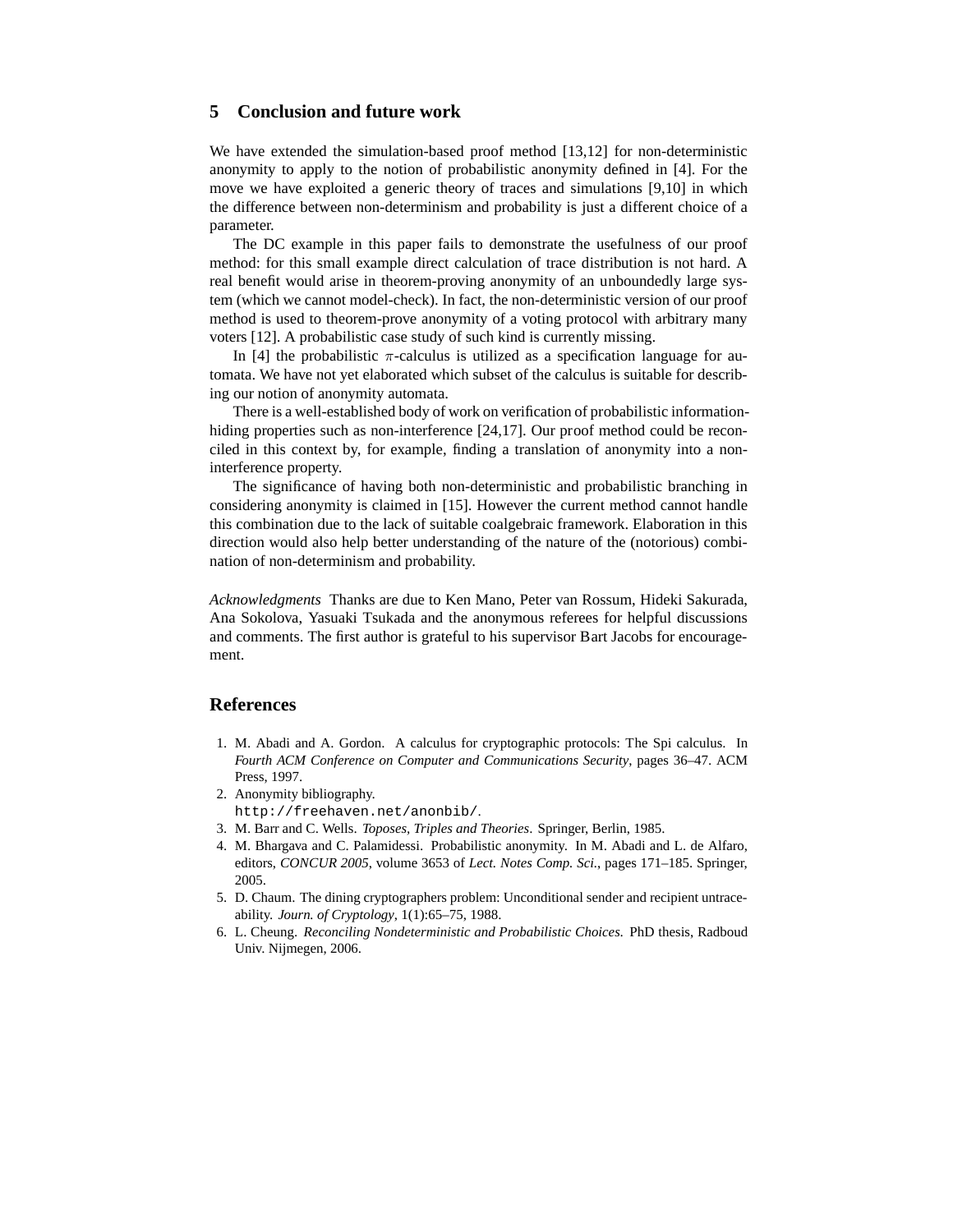## 5 Conclusion and future work

We have extended the simulation-based proof method [13,12] for non-deterministic anonymity to apply to the notion of probabilistic anonymity defined in [4]. For the move we have exploited a generic theory of traces and simulations [9,10] in which the difference between non-determinism and probability is just a different choice of a parameter.

The DC example in this paper fails to demonstrate the usefulness of our proof method: for this small example direct calculation of trace distribution is not hard. A real benefit would arise in theorem-proving anonymity of an unboundedly large system (which we cannot model-check). In fact, the non-deterministic version of our proof method is used to theorem-prove anonymity of a voting protocol with arbitrary many voters [12]. A probabilistic case study of such kind is currently missing.

In [4] the probabilistic $\pi$-calculus is utilized as a specification language for automata. We have not yet elaborated which subset of the calculus is suitable for describing our notion of anonymity automata.

There is a well-established body of work on verification of probabilistic information-hiding properties such as non-interference [24,17]. Our proof method could be reconciled in this context by, for example, finding a translation of anonymity into a non-interference property.

The significance of having both non-deterministic and probabilistic branching in considering anonymity is claimed in [15]. However the current method cannot handle this combination due to the lack of suitable coalgebraic framework. Elaboration in this direction would also help better understanding of the nature of the (notorious) combination of non-determinism and probability.

*Acknowledgments* Thanks are due to Ken Mano, Peter van Rossum, Hideki Sakurada, Ana Sokolova, Yasuaki Tsukada and the anonymous referees for helpful discussions and comments. The first author is grateful to his supervisor Bart Jacobs for encouragement.

## References

1. M. Abadi and A. Gordon. A calculus for cryptographic protocols: The Spi calculus. In *Fourth ACM Conference on Computer and Communications Security*, pages 36–47. ACM Press, 1997.
2. Anonymity bibliography. `http://freehaven.net/anonbib/`.
3. M. Barr and C. Wells. *Toposes, Triples and Theories*. Springer, Berlin, 1985.
4. M. Bhargava and C. Palamidessi. Probabilistic anonymity. In M. Abadi and L. de Alfaro, editors, *CONCUR 2005*, volume 3653 of *Lect. Notes Comp. Sci.*, pages 171–185. Springer, 2005.
5. D. Chaum. The dining cryptographers problem: Unconditional sender and recipient untraceability. *Journ. of Cryptology*, 1(1):65–75, 1988.
6. L. Cheung. *Reconciling Nondeterministic and Probabilistic Choices.* PhD thesis, Radboud Univ. Nijmegen, 2006.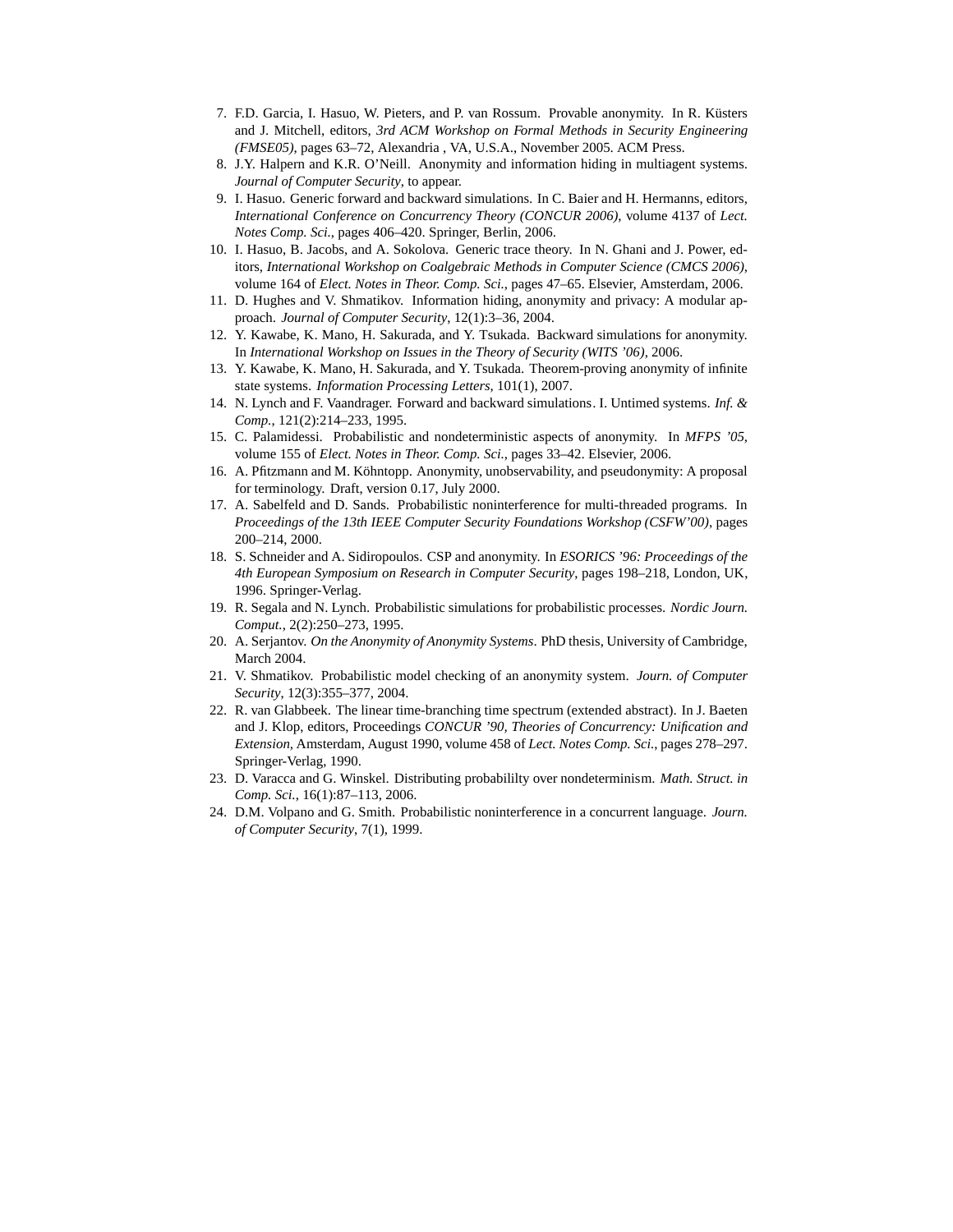7. F.D. Garcia, I. Hasuo, W. Pieters, and P. van Rossum. Provable anonymity. In R. Küsters and J. Mitchell, editors, *3rd ACM Workshop on Formal Methods in Security Engineering (FMSE05)*, pages 63–72, Alexandria , VA, U.S.A., November 2005. ACM Press.
8. J.Y. Halpern and K.R. O'Neill. Anonymity and information hiding in multiagent systems. *Journal of Computer Security*, to appear.
9. I. Hasuo. Generic forward and backward simulations. In C. Baier and H. Hermanns, editors, *International Conference on Concurrency Theory (CONCUR 2006)*, volume 4137 of *Lect. Notes Comp. Sci.*, pages 406–420. Springer, Berlin, 2006.
10. I. Hasuo, B. Jacobs, and A. Sokolova. Generic trace theory. In N. Ghani and J. Power, editors, *International Workshop on Coalgebraic Methods in Computer Science (CMCS 2006)*, volume 164 of *Elect. Notes in Theor. Comp. Sci.*, pages 47–65. Elsevier, Amsterdam, 2006.
11. D. Hughes and V. Shmatikov. Information hiding, anonymity and privacy: A modular approach. *Journal of Computer Security*, 12(1):3–36, 2004.
12. Y. Kawabe, K. Mano, H. Sakurada, and Y. Tsukada. Backward simulations for anonymity. In *International Workshop on Issues in the Theory of Security (WITS '06)*, 2006.
13. Y. Kawabe, K. Mano, H. Sakurada, and Y. Tsukada. Theorem-proving anonymity of infinite state systems. *Information Processing Letters*, 101(1), 2007.
14. N. Lynch and F. Vaandrager. Forward and backward simulations. I. Untimed systems. *Inf. & Comp.*, 121(2):214–233, 1995.
15. C. Palamidessi. Probabilistic and nondeterministic aspects of anonymity. In *MFPS '05*, volume 155 of *Elect. Notes in Theor. Comp. Sci.*, pages 33–42. Elsevier, 2006.
16. A. Pfitzmann and M. Köhntopp. Anonymity, unobservability, and pseudonymity: A proposal for terminology. Draft, version 0.17, July 2000.
17. A. Sabelfeld and D. Sands. Probabilistic noninterference for multi-threaded programs. In *Proceedings of the 13th IEEE Computer Security Foundations Workshop (CSFW'00)*, pages 200–214, 2000.
18. S. Schneider and A. Sidiropoulos. CSP and anonymity. In *ESORICS '96: Proceedings of the 4th European Symposium on Research in Computer Security*, pages 198–218, London, UK, 1996. Springer-Verlag.
19. R. Segala and N. Lynch. Probabilistic simulations for probabilistic processes. *Nordic Journ. Comput.*, 2(2):250–273, 1995.
20. A. Serjantov. *On the Anonymity of Anonymity Systems*. PhD thesis, University of Cambridge, March 2004.
21. V. Shmatikov. Probabilistic model checking of an anonymity system. *Journ. of Computer Security*, 12(3):355–377, 2004.
22. R. van Glabbeek. The linear time-branching time spectrum (extended abstract). In J. Baeten and J. Klop, editors, Proceedings *CONCUR '90, Theories of Concurrency: Unification and Extension*, Amsterdam, August 1990, volume 458 of *Lect. Notes Comp. Sci.*, pages 278–297. Springer-Verlag, 1990.
23. D. Varacca and G. Winskel. Distributing probabililty over nondeterminism. *Math. Struct. in Comp. Sci.*, 16(1):87–113, 2006.
24. D.M. Volpano and G. Smith. Probabilistic noninterference in a concurrent language. *Journ. of Computer Security*, 7(1), 1999.